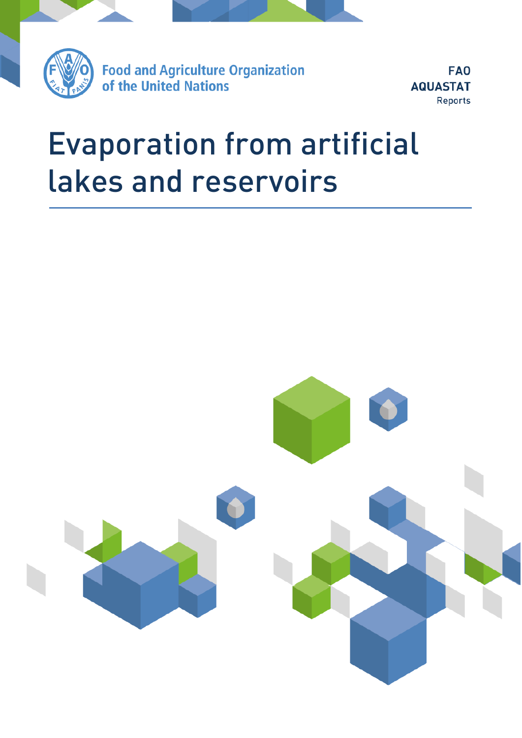Food and Agriculture Organization of the United Nations

FAO
AQUASTAT
Reports

# Evaporation from artificial lakes and reservoirs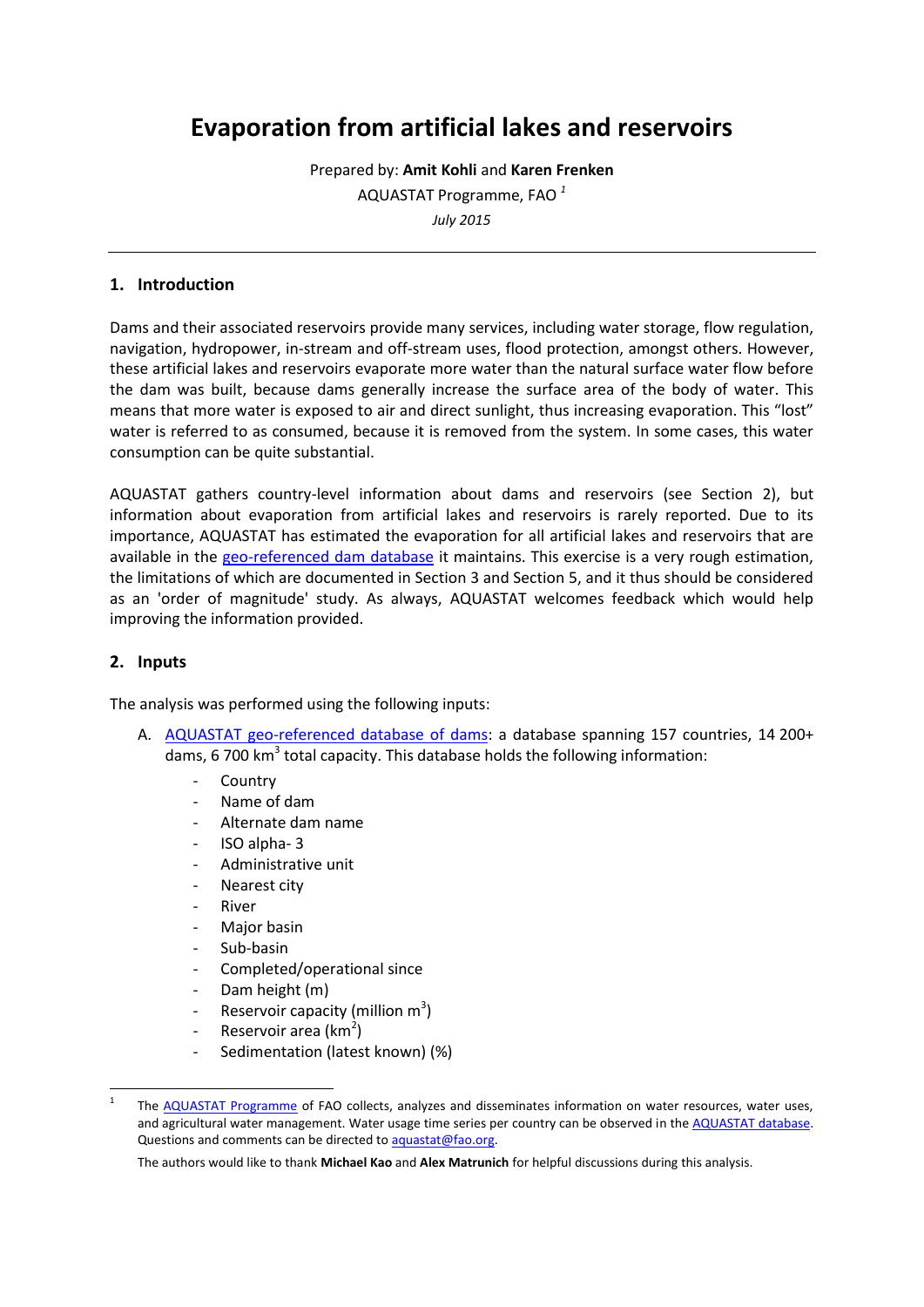# Evaporation from artificial lakes and reservoirs

Prepared by: **Amit Kohli** and **Karen Frenken**

AQUASTAT Programme, FAO [1]

*July 2015*

---

## 1. Introduction

Dams and their associated reservoirs provide many services, including water storage, flow regulation, navigation, hydropower, in-stream and off-stream uses, flood protection, amongst others. However, these artificial lakes and reservoirs evaporate more water than the natural surface water flow before the dam was built, because dams generally increase the surface area of the body of water. This means that more water is exposed to air and direct sunlight, thus increasing evaporation. This "lost" water is referred to as consumed, because it is removed from the system. In some cases, this water consumption can be quite substantial.

AQUASTAT gathers country-level information about dams and reservoirs (see Section 2), but information about evaporation from artificial lakes and reservoirs is rarely reported. Due to its importance, AQUASTAT has estimated the evaporation for all artificial lakes and reservoirs that are available in the geo-referenced dam database it maintains. This exercise is a very rough estimation, the limitations of which are documented in Section 3 and Section 5, and it thus should be considered as an 'order of magnitude' study. As always, AQUASTAT welcomes feedback which would help improving the information provided.

## 2. Inputs

The analysis was performed using the following inputs:

A. AQUASTAT geo-referenced database of dams: a database spanning 157 countries, 14 200+ dams, 6 700 km$^3$ total capacity. This database holds the following information:
   - Country
   - Name of dam
   - Alternate dam name
   - ISO alpha- 3
   - Administrative unit
   - Nearest city
   - River
   - Major basin
   - Sub-basin
   - Completed/operational since
   - Dam height (m)
   - Reservoir capacity (million m$^3$)
   - Reservoir area (km$^2$)
   - Sedimentation (latest known) (%)

---

[1] The AQUASTAT Programme of FAO collects, analyzes and disseminates information on water resources, water uses, and agricultural water management. Water usage time series per country can be observed in the AQUASTAT database. Questions and comments can be directed to aquastat@fao.org.

The authors would like to thank **Michael Kao** and **Alex Matrunich** for helpful discussions during this analysis.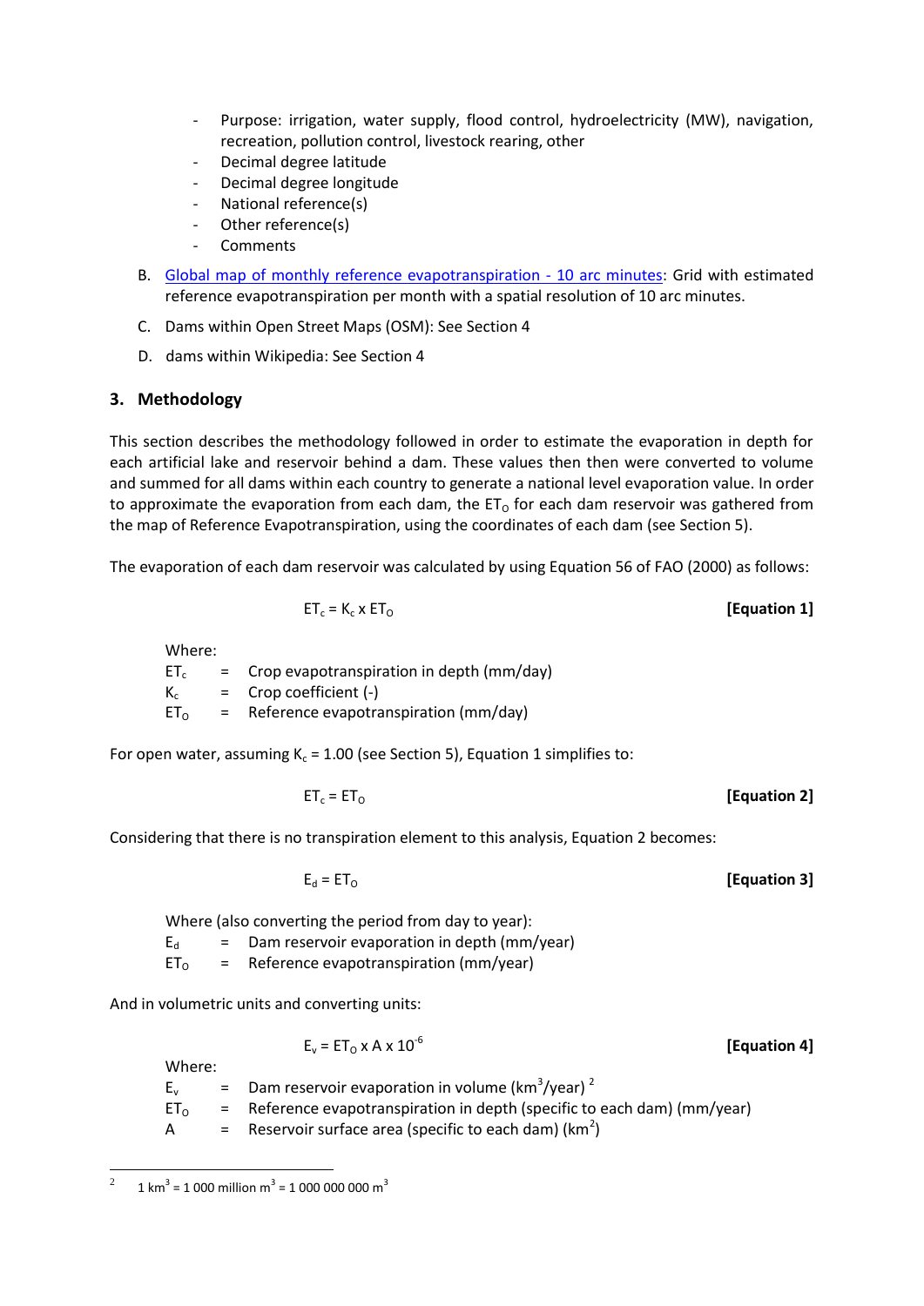- Purpose: irrigation, water supply, flood control, hydroelectricity (MW), navigation, recreation, pollution control, livestock rearing, other
- Decimal degree latitude
- Decimal degree longitude
- National reference(s)
- Other reference(s)
- Comments

B. Global map of monthly reference evapotranspiration - 10 arc minutes: Grid with estimated reference evapotranspiration per month with a spatial resolution of 10 arc minutes.

C. Dams within Open Street Maps (OSM): See Section 4

D. dams within Wikipedia: See Section 4

## 3. Methodology

This section describes the methodology followed in order to estimate the evaporation in depth for each artificial lake and reservoir behind a dam. These values then then were converted to volume and summed for all dams within each country to generate a national level evaporation value. In order to approximate the evaporation from each dam, the $ET_O$ for each dam reservoir was gathered from the map of Reference Evapotranspiration, using the coordinates of each dam (see Section 5).

The evaporation of each dam reservoir was calculated by using Equation 56 of FAO (2000) as follows:

$$ET_c = K_c \times ET_O \qquad \textbf{[Equation 1]}$$

Where:

$ET_c$ = Crop evapotranspiration in depth (mm/day)
$K_c$ = Crop coefficient (-)
$ET_O$ = Reference evapotranspiration (mm/day)

For open water, assuming $K_c = 1.00$ (see Section 5), Equation 1 simplifies to:

$$ET_c = ET_O \qquad \textbf{[Equation 2]}$$

Considering that there is no transpiration element to this analysis, Equation 2 becomes:

$$E_d = ET_O \qquad \textbf{[Equation 3]}$$

Where (also converting the period from day to year):

$E_d$ = Dam reservoir evaporation in depth (mm/year)
$ET_O$ = Reference evapotranspiration (mm/year)

And in volumetric units and converting units:

$$E_v = ET_O \times A \times 10^{-6} \qquad \textbf{[Equation 4]}$$

Where:

$E_v$ = Dam reservoir evaporation in volume ($km^3$/year) [2]
$ET_O$ = Reference evapotranspiration in depth (specific to each dam) (mm/year)
$A$ = Reservoir surface area (specific to each dam) ($km^2$)

[2] 1 $km^3$ = 1 000 million $m^3$ = 1 000 000 000 $m^3$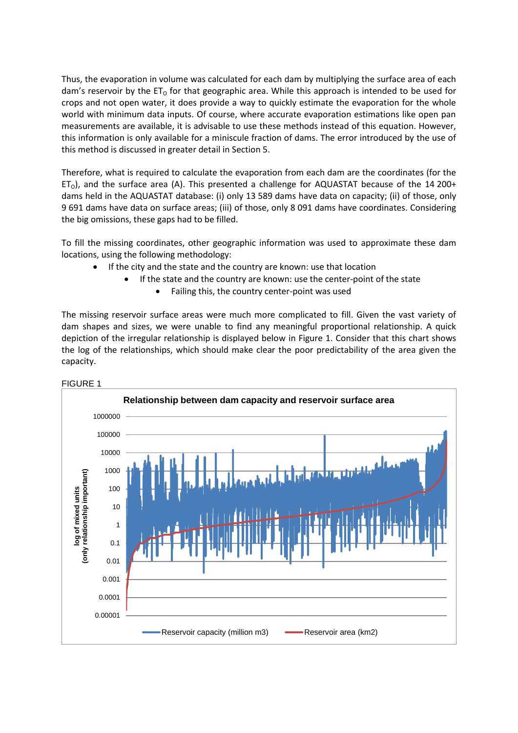Thus, the evaporation in volume was calculated for each dam by multiplying the surface area of each dam's reservoir by the $ET_O$ for that geographic area. While this approach is intended to be used for crops and not open water, it does provide a way to quickly estimate the evaporation for the whole world with minimum data inputs. Of course, where accurate evaporation estimations like open pan measurements are available, it is advisable to use these methods instead of this equation. However, this information is only available for a miniscule fraction of dams. The error introduced by the use of this method is discussed in greater detail in Section 5.

Therefore, what is required to calculate the evaporation from each dam are the coordinates (for the $ET_O$), and the surface area (A). This presented a challenge for AQUASTAT because of the 14 200+ dams held in the AQUASTAT database: (i) only 13 589 dams have data on capacity; (ii) of those, only 9 691 dams have data on surface areas; (iii) of those, only 8 091 dams have coordinates. Considering the big omissions, these gaps had to be filled.

To fill the missing coordinates, other geographic information was used to approximate these dam locations, using the following methodology:

- If the city and the state and the country are known: use that location
    - If the state and the country are known: use the center-point of the state
        - Failing this, the country center-point was used

The missing reservoir surface areas were much more complicated to fill. Given the vast variety of dam shapes and sizes, we were unable to find any meaningful proportional relationship. A quick depiction of the irregular relationship is displayed below in Figure 1. Consider that this chart shows the log of the relationships, which should make clear the poor predictability of the area given the capacity.

FIGURE 1

**Relationship between dam capacity and reservoir surface area**

Y-axis: log of mixed units (only relationship important) — 0.00001 to 1000000

Legend: Reservoir capacity (million m3); Reservoir area (km2)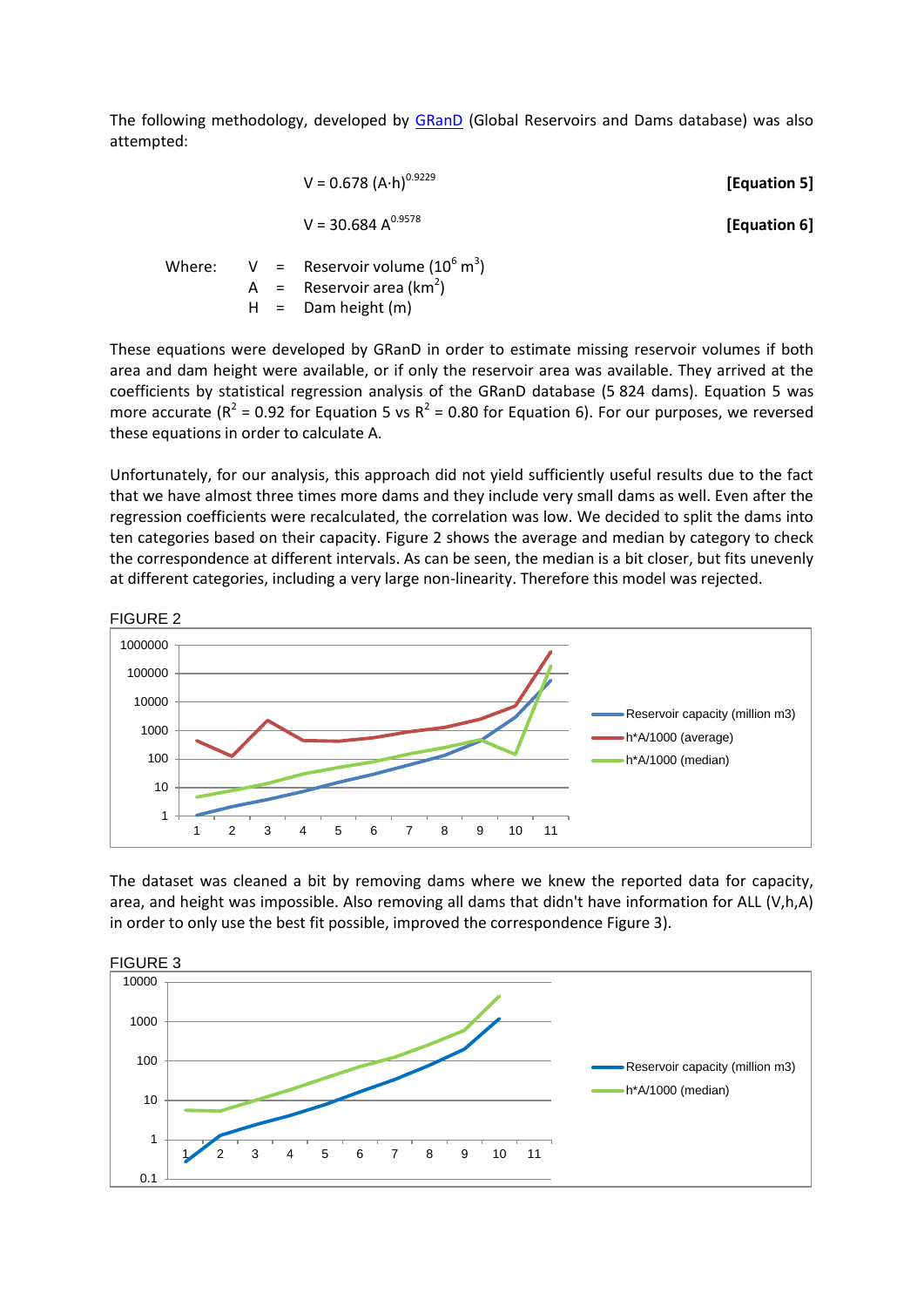The following methodology, developed by [GRanD](GRanD) (Global Reservoirs and Dams database) was also attempted:

$$V = 0.678\ (A{\cdot}h)^{0.9229} \qquad \textbf{[Equation 5]}$$

$$V = 30.684\ A^{0.9578} \qquad \textbf{[Equation 6]}$$

Where:
- V = Reservoir volume ($10^6\ m^3$)
- A = Reservoir area ($km^2$)
- H = Dam height (m)

These equations were developed by GRanD in order to estimate missing reservoir volumes if both area and dam height were available, or if only the reservoir area was available. They arrived at the coefficients by statistical regression analysis of the GRanD database (5 824 dams). Equation 5 was more accurate ($R^2$ = 0.92 for Equation 5 vs $R^2$ = 0.80 for Equation 6). For our purposes, we reversed these equations in order to calculate A.

Unfortunately, for our analysis, this approach did not yield sufficiently useful results due to the fact that we have almost three times more dams and they include very small dams as well. Even after the regression coefficients were recalculated, the correlation was low. We decided to split the dams into ten categories based on their capacity. Figure 2 shows the average and median by category to check the correspondence at different intervals. As can be seen, the median is a bit closer, but fits unevenly at different categories, including a very large non-linearity. Therefore this model was rejected.

FIGURE 2

The dataset was cleaned a bit by removing dams where we knew the reported data for capacity, area, and height was impossible. Also removing all dams that didn't have information for ALL (V,h,A) in order to only use the best fit possible, improved the correspondence Figure 3).

FIGURE 3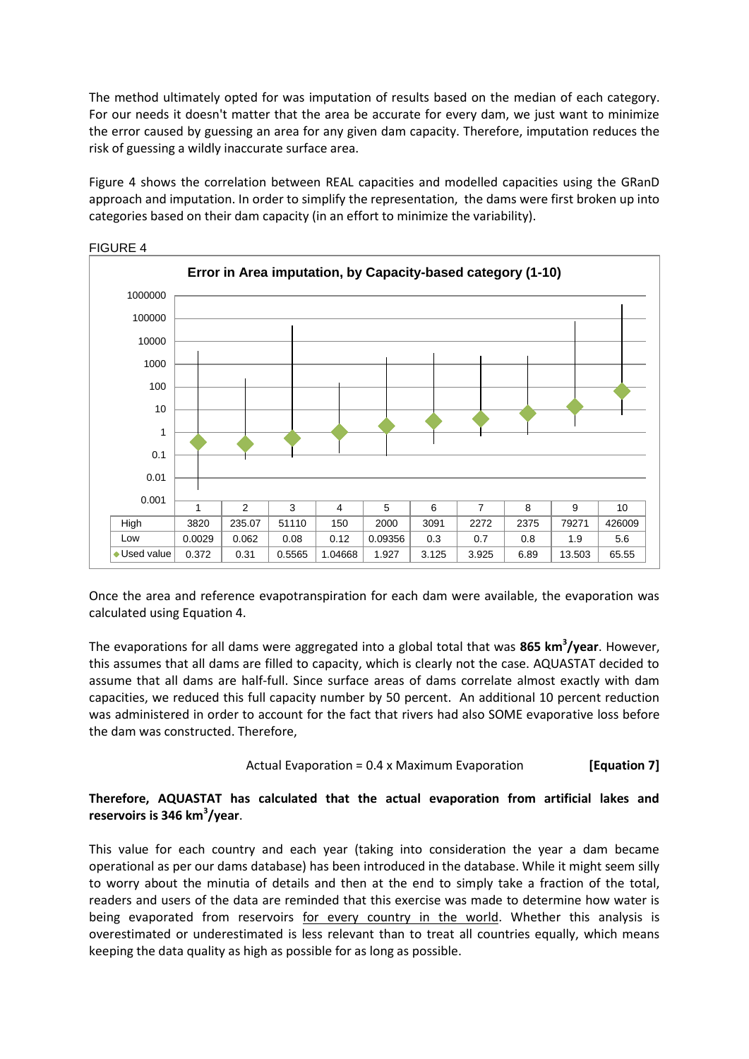The method ultimately opted for was imputation of results based on the median of each category. For our needs it doesn't matter that the area be accurate for every dam, we just want to minimize the error caused by guessing an area for any given dam capacity. Therefore, imputation reduces the risk of guessing a wildly inaccurate surface area.

Figure 4 shows the correlation between REAL capacities and modelled capacities using the GRanD approach and imputation. In order to simplify the representation, the dams were first broken up into categories based on their dam capacity (in an effort to minimize the variability).

FIGURE 4

**Error in Area imputation, by Capacity-based category (1-10)**

|  | 1 | 2 | 3 | 4 | 5 | 6 | 7 | 8 | 9 | 10 |
|---|---|---|---|---|---|---|---|---|---|---|
| High | 3820 | 235.07 | 51110 | 150 | 2000 | 3091 | 2272 | 2375 | 79271 | 426009 |
| Low | 0.0029 | 0.062 | 0.08 | 0.12 | 0.09356 | 0.3 | 0.7 | 0.8 | 1.9 | 5.6 |
| Used value | 0.372 | 0.31 | 0.5565 | 1.04668 | 1.927 | 3.125 | 3.925 | 6.89 | 13.503 | 65.55 |

Once the area and reference evapotranspiration for each dam were available, the evaporation was calculated using Equation 4.

The evaporations for all dams were aggregated into a global total that was **865 km$^3$/year**. However, this assumes that all dams are filled to capacity, which is clearly not the case. AQUASTAT decided to assume that all dams are half-full. Since surface areas of dams correlate almost exactly with dam capacities, we reduced this full capacity number by 50 percent. An additional 10 percent reduction was administered in order to account for the fact that rivers had also SOME evaporative loss before the dam was constructed. Therefore,

$$\text{Actual Evaporation} = 0.4 \times \text{Maximum Evaporation} \qquad \textbf{[Equation 7]}$$

**Therefore, AQUASTAT has calculated that the actual evaporation from artificial lakes and reservoirs is 346 km$^3$/year.**

This value for each country and each year (taking into consideration the year a dam became operational as per our dams database) has been introduced in the database. While it might seem silly to worry about the minutia of details and then at the end to simply take a fraction of the total, readers and users of the data are reminded that this exercise was made to determine how water is being evaporated from reservoirs <u>for every country in the world</u>. Whether this analysis is overestimated or underestimated is less relevant than to treat all countries equally, which means keeping the data quality as high as possible for as long as possible.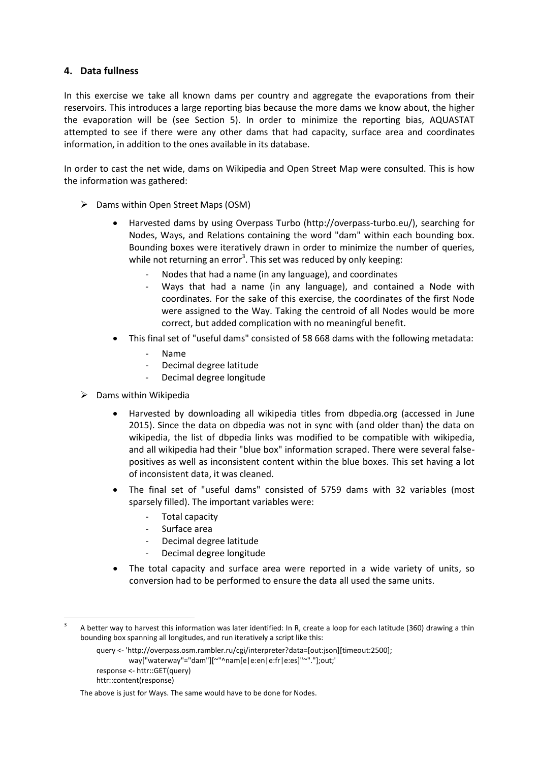## 4. Data fullness

In this exercise we take all known dams per country and aggregate the evaporations from their reservoirs. This introduces a large reporting bias because the more dams we know about, the higher the evaporation will be (see Section 5). In order to minimize the reporting bias, AQUASTAT attempted to see if there were any other dams that had capacity, surface area and coordinates information, in addition to the ones available in its database.

In order to cast the net wide, dams on Wikipedia and Open Street Map were consulted. This is how the information was gathered:

- Dams within Open Street Maps (OSM)
  - Harvested dams by using Overpass Turbo (http://overpass-turbo.eu/), searching for Nodes, Ways, and Relations containing the word "dam" within each bounding box. Bounding boxes were iteratively drawn in order to minimize the number of queries, while not returning an error[3]. This set was reduced by only keeping:
    - Nodes that had a name (in any language), and coordinates
    - Ways that had a name (in any language), and contained a Node with coordinates. For the sake of this exercise, the coordinates of the first Node were assigned to the Way. Taking the centroid of all Nodes would be more correct, but added complication with no meaningful benefit.
  - This final set of "useful dams" consisted of 58 668 dams with the following metadata:
    - Name
    - Decimal degree latitude
    - Decimal degree longitude
- Dams within Wikipedia
  - Harvested by downloading all wikipedia titles from dbpedia.org (accessed in June 2015). Since the data on dbpedia was not in sync with (and older than) the data on wikipedia, the list of dbpedia links was modified to be compatible with wikipedia, and all wikipedia had their "blue box" information scraped. There were several false-positives as well as inconsistent content within the blue boxes. This set having a lot of inconsistent data, it was cleaned.
  - The final set of "useful dams" consisted of 5759 dams with 32 variables (most sparsely filled). The important variables were:
    - Total capacity
    - Surface area
    - Decimal degree latitude
    - Decimal degree longitude
  - The total capacity and surface area were reported in a wide variety of units, so conversion had to be performed to ensure the data all used the same units.

---

[3] A better way to harvest this information was later identified: In R, create a loop for each latitude (360) drawing a thin bounding box spanning all longitudes, and run iteratively a script like this:

```
query <- 'http://overpass.osm.rambler.ru/cgi/interpreter?data=[out:json][timeout:2500];
        way["waterway"="dam"][~"^nam[e|e:en|e:fr|e:es]"~"."];out;'
response <- httr::GET(query)
httr::content(response)
```

The above is just for Ways. The same would have to be done for Nodes.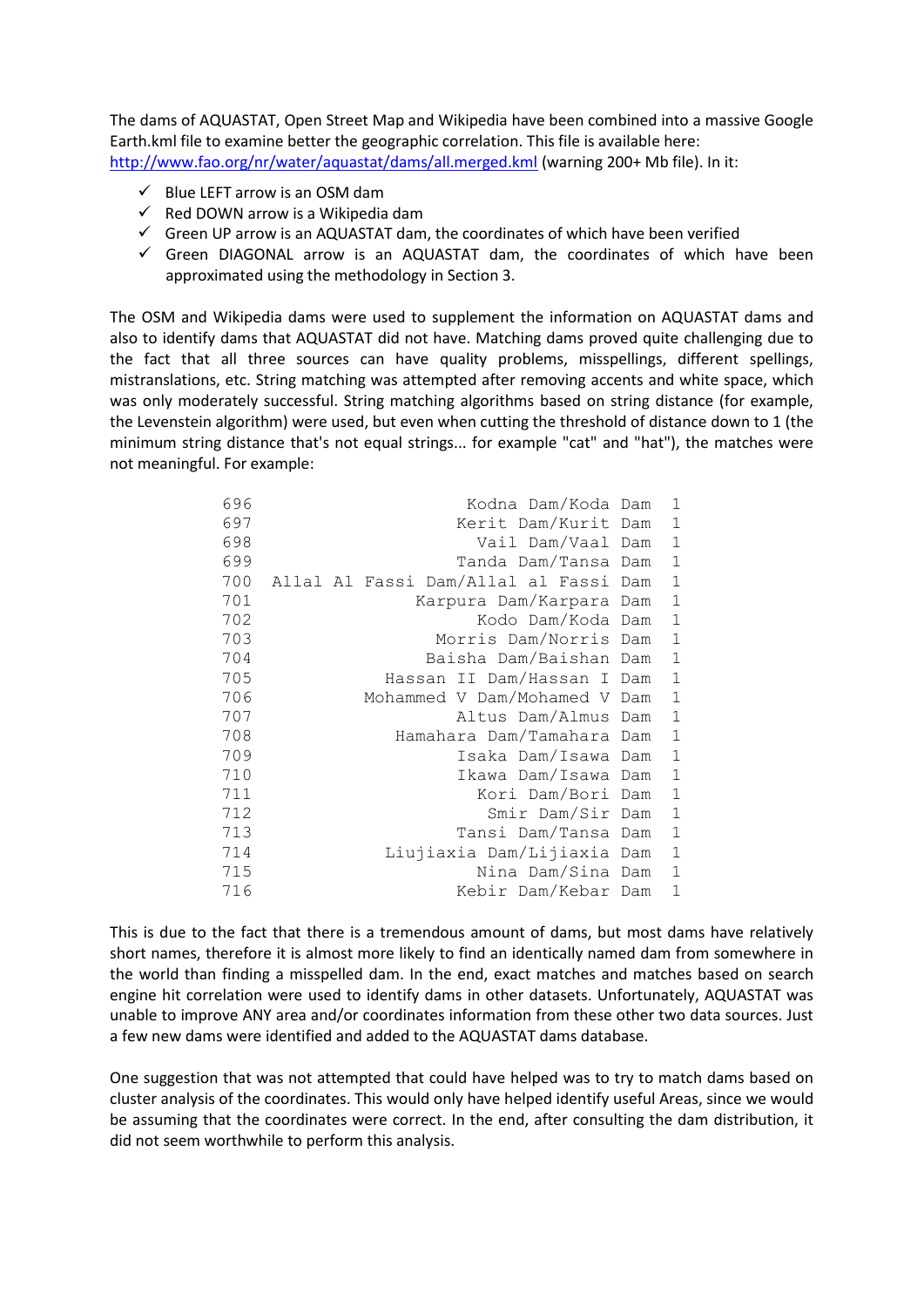The dams of AQUASTAT, Open Street Map and Wikipedia have been combined into a massive Google Earth.kml file to examine better the geographic correlation. This file is available here: [http://www.fao.org/nr/water/aquastat/dams/all.merged.kml](http://www.fao.org/nr/water/aquastat/dams/all.merged.kml) (warning 200+ Mb file). In it:

- ✓ Blue LEFT arrow is an OSM dam
- ✓ Red DOWN arrow is a Wikipedia dam
- ✓ Green UP arrow is an AQUASTAT dam, the coordinates of which have been verified
- ✓ Green DIAGONAL arrow is an AQUASTAT dam, the coordinates of which have been approximated using the methodology in Section 3.

The OSM and Wikipedia dams were used to supplement the information on AQUASTAT dams and also to identify dams that AQUASTAT did not have. Matching dams proved quite challenging due to the fact that all three sources can have quality problems, misspellings, different spellings, mistranslations, etc. String matching was attempted after removing accents and white space, which was only moderately successful. String matching algorithms based on string distance (for example, the Levenstein algorithm) were used, but even when cutting the threshold of distance down to 1 (the minimum string distance that's not equal strings... for example "cat" and "hat"), the matches were not meaningful. For example:

```
696                  Kodna Dam/Koda Dam  1
697                 Kerit Dam/Kurit Dam  1
698                   Vail Dam/Vaal Dam  1
699                 Tanda Dam/Tansa Dam  1
700   Allal Al Fassi Dam/Allal al Fassi Dam  1
701             Karpura Dam/Karpara Dam  1
702                   Kodo Dam/Koda Dam  1
703               Morris Dam/Norris Dam  1
704              Baisha Dam/Baishan Dam  1
705            Hassan II Dam/Hassan I Dam  1
706          Mohammed V Dam/Mohamed V Dam  1
707                 Altus Dam/Almus Dam  1
708          Hamahara Dam/Tamahara Dam  1
709                 Isaka Dam/Isawa Dam  1
710                 Ikawa Dam/Isawa Dam  1
711                   Kori Dam/Bori Dam  1
712                    Smir Dam/Sir Dam  1
713                 Tansi Dam/Tansa Dam  1
714          Liujiaxia Dam/Lijiaxia Dam  1
715                   Nina Dam/Sina Dam  1
716                 Kebir Dam/Kebar Dam  1
```

This is due to the fact that there is a tremendous amount of dams, but most dams have relatively short names, therefore it is almost more likely to find an identically named dam from somewhere in the world than finding a misspelled dam. In the end, exact matches and matches based on search engine hit correlation were used to identify dams in other datasets. Unfortunately, AQUASTAT was unable to improve ANY area and/or coordinates information from these other two data sources. Just a few new dams were identified and added to the AQUASTAT dams database.

One suggestion that was not attempted that could have helped was to try to match dams based on cluster analysis of the coordinates. This would only have helped identify useful Areas, since we would be assuming that the coordinates were correct. In the end, after consulting the dam distribution, it did not seem worthwhile to perform this analysis.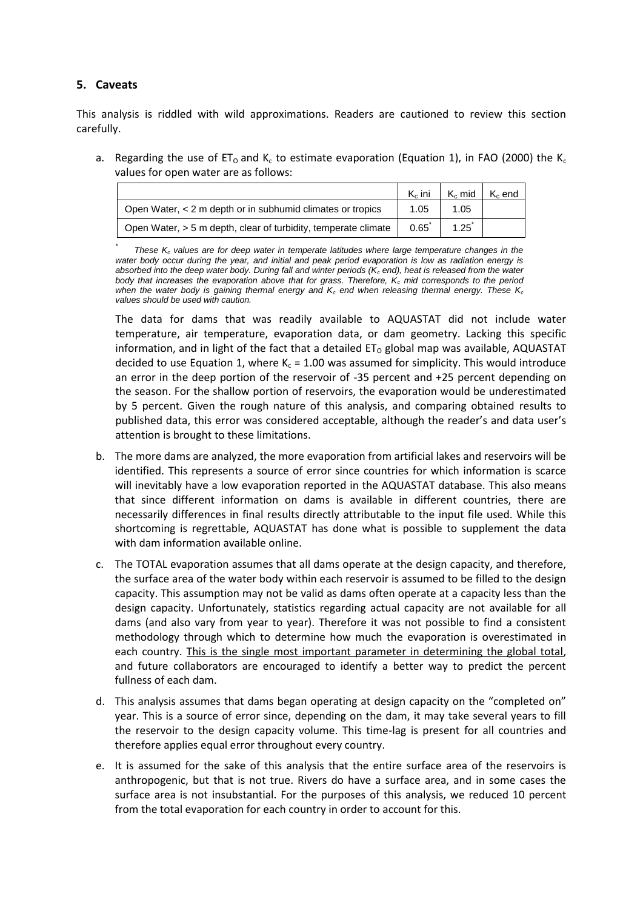## 5. Caveats

This analysis is riddled with wild approximations. Readers are cautioned to review this section carefully.

a. Regarding the use of $ET_O$ and $K_c$ to estimate evaporation (Equation 1), in FAO (2000) the $K_c$ values for open water are as follows:

| | $K_c$ ini | $K_c$ mid | $K_c$ end |
|---|---|---|---|
| Open Water, < 2 m depth or in subhumid climates or tropics | 1.05 | 1.05 | |
| Open Water, > 5 m depth, clear of turbidity, temperate climate | 0.65* | 1.25* | |

\* *These $K_c$ values are for deep water in temperate latitudes where large temperature changes in the water body occur during the year, and initial and peak period evaporation is low as radiation energy is absorbed into the deep water body. During fall and winter periods ($K_c$ end), heat is released from the water body that increases the evaporation above that for grass. Therefore, $K_c$ mid corresponds to the period when the water body is gaining thermal energy and $K_c$ end when releasing thermal energy. These $K_c$ values should be used with caution.*

The data for dams that was readily available to AQUASTAT did not include water temperature, air temperature, evaporation data, or dam geometry. Lacking this specific information, and in light of the fact that a detailed $ET_O$ global map was available, AQUASTAT decided to use Equation 1, where $K_c = 1.00$ was assumed for simplicity. This would introduce an error in the deep portion of the reservoir of -35 percent and +25 percent depending on the season. For the shallow portion of reservoirs, the evaporation would be underestimated by 5 percent. Given the rough nature of this analysis, and comparing obtained results to published data, this error was considered acceptable, although the reader's and data user's attention is brought to these limitations.

b. The more dams are analyzed, the more evaporation from artificial lakes and reservoirs will be identified. This represents a source of error since countries for which information is scarce will inevitably have a low evaporation reported in the AQUASTAT database. This also means that since different information on dams is available in different countries, there are necessarily differences in final results directly attributable to the input file used. While this shortcoming is regrettable, AQUASTAT has done what is possible to supplement the data with dam information available online.

c. The TOTAL evaporation assumes that all dams operate at the design capacity, and therefore, the surface area of the water body within each reservoir is assumed to be filled to the design capacity. This assumption may not be valid as dams often operate at a capacity less than the design capacity. Unfortunately, statistics regarding actual capacity are not available for all dams (and also vary from year to year). Therefore it was not possible to find a consistent methodology through which to determine how much the evaporation is overestimated in each country. This is the single most important parameter in determining the global total, and future collaborators are encouraged to identify a better way to predict the percent fullness of each dam.

d. This analysis assumes that dams began operating at design capacity on the "completed on" year. This is a source of error since, depending on the dam, it may take several years to fill the reservoir to the design capacity volume. This time-lag is present for all countries and therefore applies equal error throughout every country.

e. It is assumed for the sake of this analysis that the entire surface area of the reservoirs is anthropogenic, but that is not true. Rivers do have a surface area, and in some cases the surface area is not insubstantial. For the purposes of this analysis, we reduced 10 percent from the total evaporation for each country in order to account for this.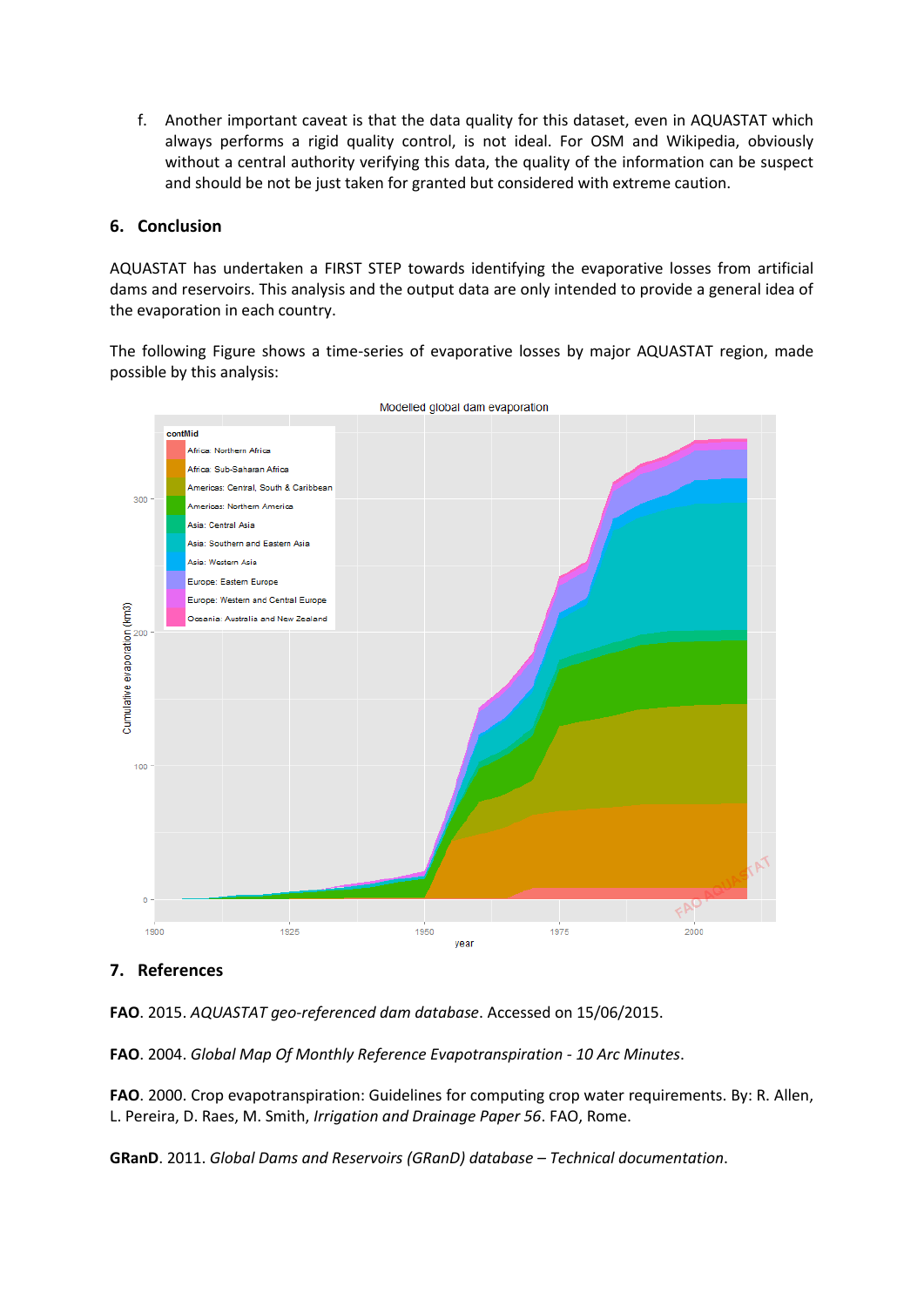f. Another important caveat is that the data quality for this dataset, even in AQUASTAT which always performs a rigid quality control, is not ideal. For OSM and Wikipedia, obviously without a central authority verifying this data, the quality of the information can be suspect and should be not be just taken for granted but considered with extreme caution.

## 6. Conclusion

AQUASTAT has undertaken a FIRST STEP towards identifying the evaporative losses from artificial dams and reservoirs. This analysis and the output data are only intended to provide a general idea of the evaporation in each country.

The following Figure shows a time-series of evaporative losses by major AQUASTAT region, made possible by this analysis:

Modelled global dam evaporation

contMid
Africa: Northern Africa
Africa: Sub-Saharan Africa
Americas: Central, South & Caribbean
Americas: Northern America
Asia: Central Asia
Asia: Southern and Eastern Asia
Asia: Western Asia
Europe: Eastern Europe
Europe: Western and Central Europe
Oceania: Australia and New Zealand

Cumulative evaporation (km3)
0
100
200
300

year
1900
1925
1950
1975
2000

FAO AQUASTAT

## 7. References

**FAO**. 2015. *AQUASTAT geo-referenced dam database*. Accessed on 15/06/2015.

**FAO**. 2004. *Global Map Of Monthly Reference Evapotranspiration - 10 Arc Minutes*.

**FAO**. 2000. Crop evapotranspiration: Guidelines for computing crop water requirements. By: R. Allen, L. Pereira, D. Raes, M. Smith, *Irrigation and Drainage Paper 56*. FAO, Rome.

**GRanD**. 2011. *Global Dams and Reservoirs (GRanD) database – Technical documentation*.